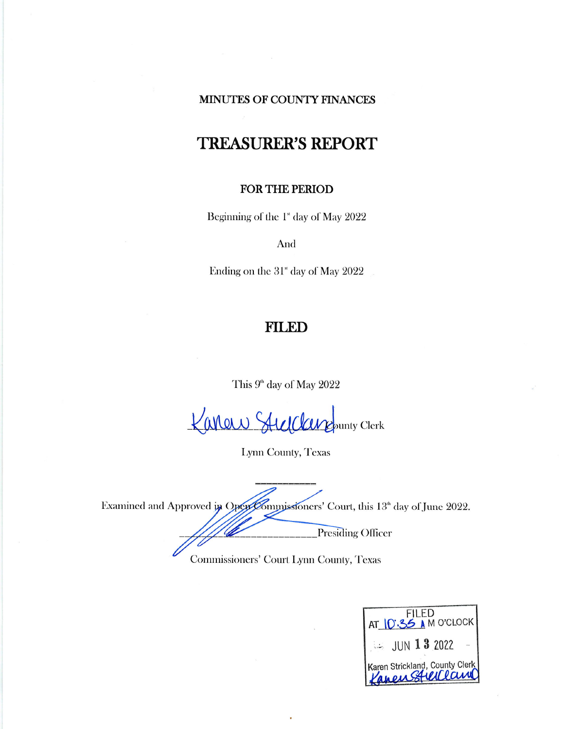MINUTES OF COUNTY FINANCES

# TREASURER'S REPORT

**FOR THE PERIOD**

Beginning of the 1st day of May 2022

And

Ending on the 31st day of May 2022

# FILED

This 9th day of May 2022

Karen Strickland County Clerk

Lynn County, Texas

Examined and Approved in Open Commissioners' Court, this 13th day of June 2022.

\_\_\_\_\_\_\_\_\_\_\_\_\_\_\_\_\_\_\_\_\_\_\_\_\_\_\_\_Presiding Officer

Commissioners' Court Lynn County, Texas

FILED
AT 10:35 A M O'CLOCK
JUN 13 2022
Karen Strickland, County Clerk
Karen Strickland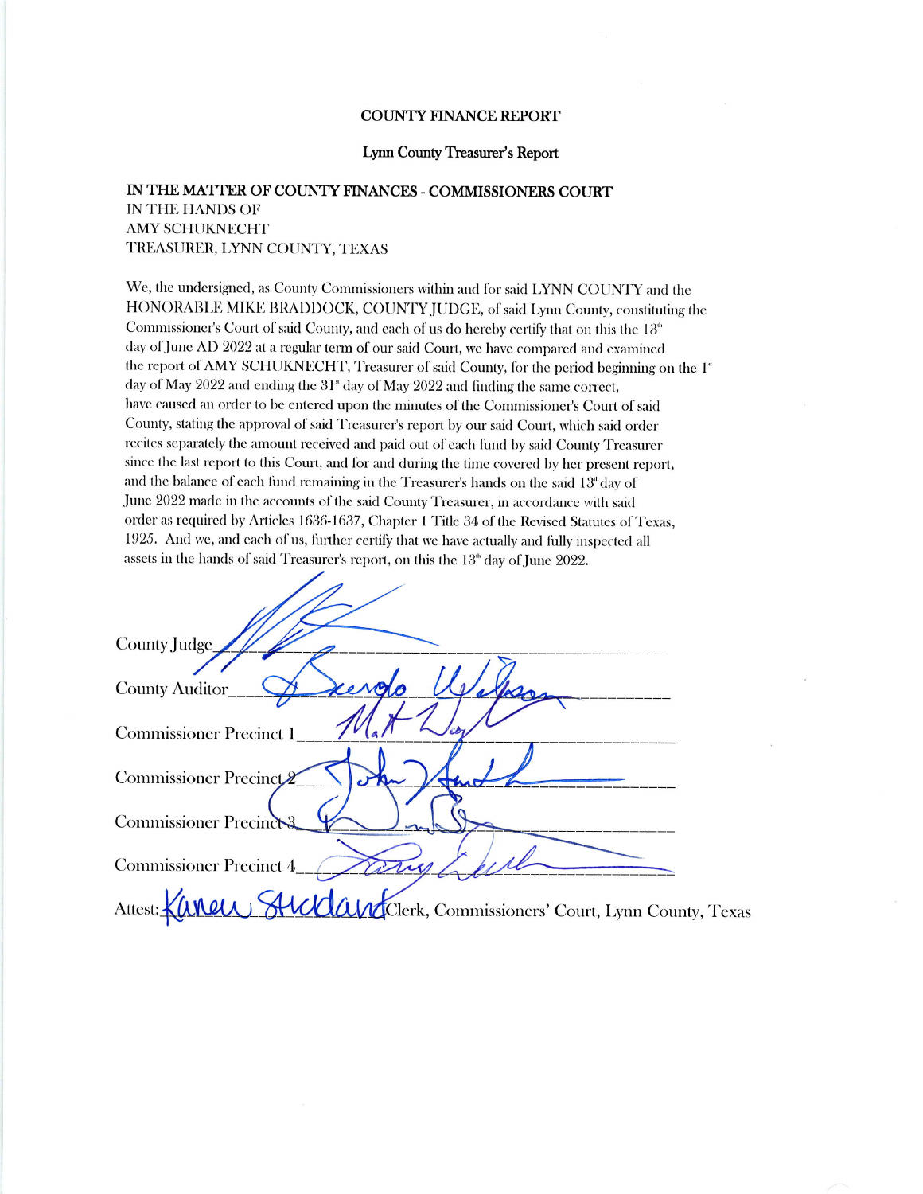**COUNTY FINANCE REPORT**

**Lynn County Treasurer's Report**

**IN THE MATTER OF COUNTY FINANCES - COMMISSIONERS COURT**
IN THE HANDS OF
AMY SCHUKNECHT
TREASURER, LYNN COUNTY, TEXAS

We, the undersigned, as County Commissioners within and for said LYNN COUNTY and the HONORABLE MIKE BRADDOCK, COUNTY JUDGE, of said Lynn County, constituting the Commissioner's Court of said County, and each of us do hereby certify that on this the 13th day of June AD 2022 at a regular term of our said Court, we have compared and examined the report of AMY SCHUKNECHT, Treasurer of said County, for the period beginning on the 1st day of May 2022 and ending the 31st day of May 2022 and finding the same correct, have caused an order to be entered upon the minutes of the Commissioner's Court of said County, stating the approval of said Treasurer's report by our said Court, which said order recites separately the amount received and paid out of each fund by said County Treasurer since the last report to this Court, and for and during the time covered by her present report, and the balance of each fund remaining in the Treasurer's hands on the said 13th day of June 2022 made in the accounts of the said County Treasurer, in accordance with said order as required by Articles 1636-1637, Chapter 1 Title 34 of the Revised Statutes of Texas, 1925. And we, and each of us, further certify that we have actually and fully inspected all assets in the hands of said Treasurer's report, on this the 13th day of June 2022.

County Judge ______________________________

County Auditor ______________________________

Commissioner Precinct 1 ______________________________

Commissioner Precinct 2 ______________________________

Commissioner Precinct 3 ______________________________

Commissioner Precinct 4 ______________________________

Attest: Karen Strickland Clerk, Commissioners' Court, Lynn County, Texas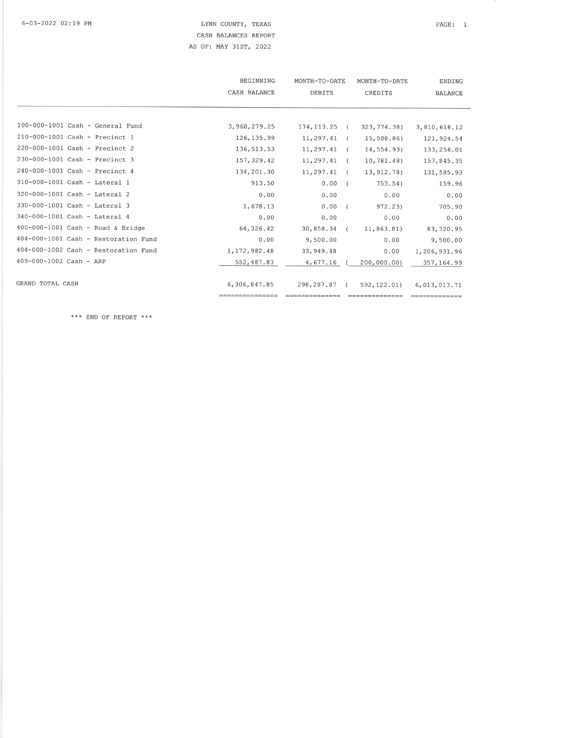LYNN COUNTY, TEXAS

CASH BALANCES REPORT

AS OF: MAY 31ST, 2022

| | BEGINNING CASH BALANCE | MONTH-TO-DATE DEBITS | MONTH-TO-DATE CREDITS | ENDING BALANCE |
|---|---|---|---|---|
| 100-000-1001 Cash - General Fund | 3,960,279.25 | 174,113.25 | ( 323,774.38) | 3,810,618.12 |
| 210-000-1001 Cash - Precinct 1 | 126,135.99 | 11,297.41 | ( 15,508.86) | 121,924.54 |
| 220-000-1001 Cash - Precinct 2 | 136,513.53 | 11,297.41 | ( 14,554.93) | 133,256.01 |
| 230-000-1001 Cash - Precinct 3 | 157,329.42 | 11,297.41 | ( 10,781.48) | 157,845.35 |
| 240-000-1001 Cash - Precinct 4 | 134,201.30 | 11,297.41 | ( 13,912.78) | 131,585.93 |
| 310-000-1001 Cash - Lateral 1 | 913.50 | 0.00 | ( 753.54) | 159.96 |
| 320-000-1001 Cash - Lateral 2 | 0.00 | 0.00 | 0.00 | 0.00 |
| 330-000-1001 Cash - Lateral 3 | 1,678.13 | 0.00 | ( 972.23) | 705.90 |
| 340-000-1001 Cash - Lateral 4 | 0.00 | 0.00 | 0.00 | 0.00 |
| 400-000-1001 Cash - Road & Bridge | 64,326.42 | 30,858.34 | ( 11,863.81) | 83,320.95 |
| 404-000-1001 Cash - Restoration Fund | 0.00 | 9,500.00 | 0.00 | 9,500.00 |
| 404-000-1002 Cash - Restoration Fund | 1,172,982.48 | 33,949.48 | 0.00 | 1,206,931.96 |
| 409-000-1002 Cash - ARP | 552,487.83 | 4,677.16 | ( 200,000.00) | 357,164.99 |
| GRAND TOTAL CASH | 6,306,847.85 | 298,287.87 | ( 592,122.01) | 6,013,013.71 |

*** END OF REPORT ***